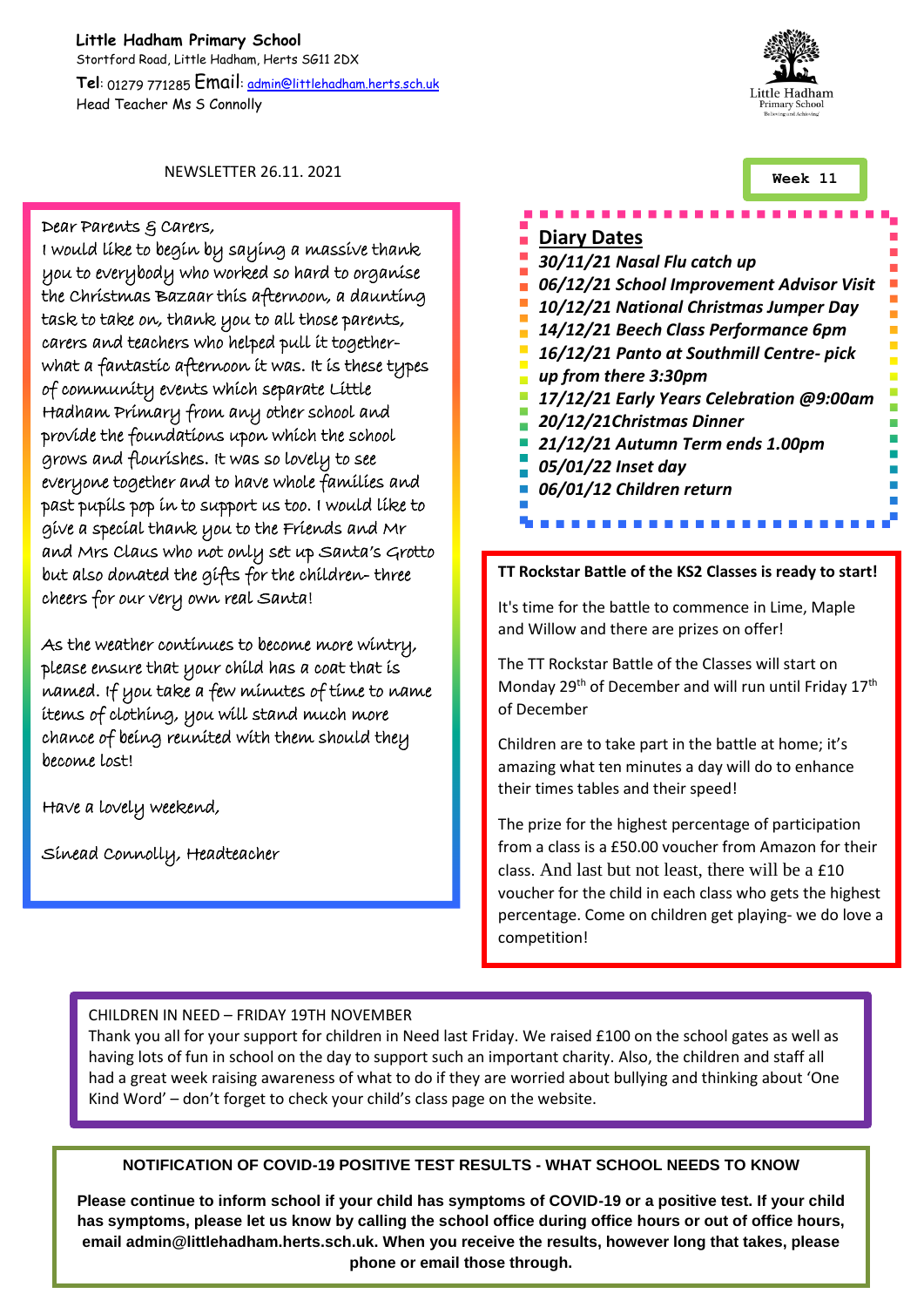**Little Hadham Primary School**
Stortford Road, Little Hadham, Herts SG11 2DX
**Tel**: 01279 771285 **Email**: admin@littlehadham.herts.sch.uk
Head Teacher Ms S Connolly

NEWSLETTER 26.11. 2021

**Week 11**

Dear Parents & Carers,

I would like to begin by saying a massive thank you to everybody who worked so hard to organise the Christmas Bazaar this afternoon, a daunting task to take on, thank you to all those parents, carers and teachers who helped pull it together- what a fantastic afternoon it was. It is these types of community events which separate Little Hadham Primary from any other school and provide the foundations upon which the school grows and flourishes. It was so lovely to see everyone together and to have whole families and past pupils pop in to support us too. I would like to give a special thank you to the Friends and Mr and Mrs Claus who not only set up Santa's Grotto but also donated the gifts for the children- three cheers for our very own real Santa!

As the weather continues to become more wintry, please ensure that your child has a coat that is named. If you take a few minutes of time to name items of clothing, you will stand much more chance of being reunited with them should they become lost!

Have a lovely weekend,

Sinead Connolly, Headteacher

## Diary Dates

***30/11/21 Nasal Flu catch up***
***06/12/21 School Improvement Advisor Visit***
***10/12/21 National Christmas Jumper Day***
***14/12/21 Beech Class Performance 6pm***
***16/12/21 Panto at Southmill Centre- pick up from there 3:30pm***
***17/12/21 Early Years Celebration @9:00am***
***20/12/21Christmas Dinner***
***21/12/21 Autumn Term ends 1.00pm***
***05/01/22 Inset day***
***06/01/12 Children return***

**TT Rockstar Battle of the KS2 Classes is ready to start!**

It's time for the battle to commence in Lime, Maple and Willow and there are prizes on offer!

The TT Rockstar Battle of the Classes will start on Monday 29th of December and will run until Friday 17th of December

Children are to take part in the battle at home; it's amazing what ten minutes a day will do to enhance their times tables and their speed!

The prize for the highest percentage of participation from a class is a £50.00 voucher from Amazon for their class. And last but not least, there will be a £10 voucher for the child in each class who gets the highest percentage. Come on children get playing- we do love a competition!

CHILDREN IN NEED – FRIDAY 19TH NOVEMBER

Thank you all for your support for children in Need last Friday. We raised £100 on the school gates as well as having lots of fun in school on the day to support such an important charity. Also, the children and staff all had a great week raising awareness of what to do if they are worried about bullying and thinking about 'One Kind Word' – don't forget to check your child's class page on the website.

**NOTIFICATION OF COVID-19 POSITIVE TEST RESULTS - WHAT SCHOOL NEEDS TO KNOW**

**Please continue to inform school if your child has symptoms of COVID-19 or a positive test. If your child has symptoms, please let us know by calling the school office during office hours or out of office hours, email admin@littlehadham.herts.sch.uk. When you receive the results, however long that takes, please phone or email those through.**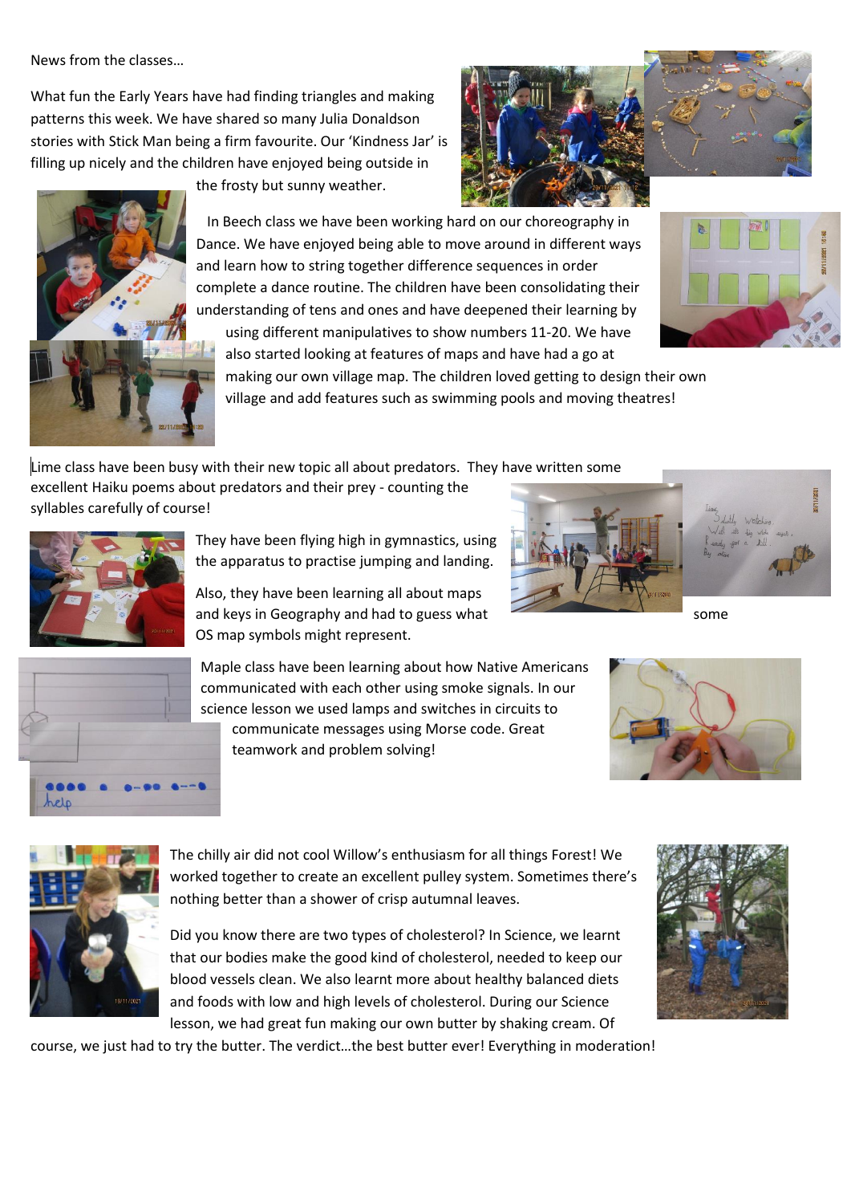News from the classes…

What fun the Early Years have had finding triangles and making patterns this week. We have shared so many Julia Donaldson stories with Stick Man being a firm favourite. Our 'Kindness Jar' is filling up nicely and the children have enjoyed being outside in the frosty but sunny weather.

In Beech class we have been working hard on our choreography in Dance. We have enjoyed being able to move around in different ways and learn how to string together difference sequences in order complete a dance routine. The children have been consolidating their understanding of tens and ones and have deepened their learning by using different manipulatives to show numbers 11-20. We have also started looking at features of maps and have had a go at making our own village map. The children loved getting to design their own village and add features such as swimming pools and moving theatres!

Lime class have been busy with their new topic all about predators. They have written some excellent Haiku poems about predators and their prey - counting the syllables carefully of course!

They have been flying high in gymnastics, using the apparatus to practise jumping and landing.

Also, they have been learning all about maps and keys in Geography and had to guess what some OS map symbols might represent.

Maple class have been learning about how Native Americans communicated with each other using smoke signals. In our science lesson we used lamps and switches in circuits to communicate messages using Morse code. Great teamwork and problem solving!

The chilly air did not cool Willow's enthusiasm for all things Forest! We worked together to create an excellent pulley system. Sometimes there's nothing better than a shower of crisp autumnal leaves.

Did you know there are two types of cholesterol? In Science, we learnt that our bodies make the good kind of cholesterol, needed to keep our blood vessels clean. We also learnt more about healthy balanced diets and foods with low and high levels of cholesterol. During our Science lesson, we had great fun making our own butter by shaking cream. Of course, we just had to try the butter. The verdict…the best butter ever! Everything in moderation!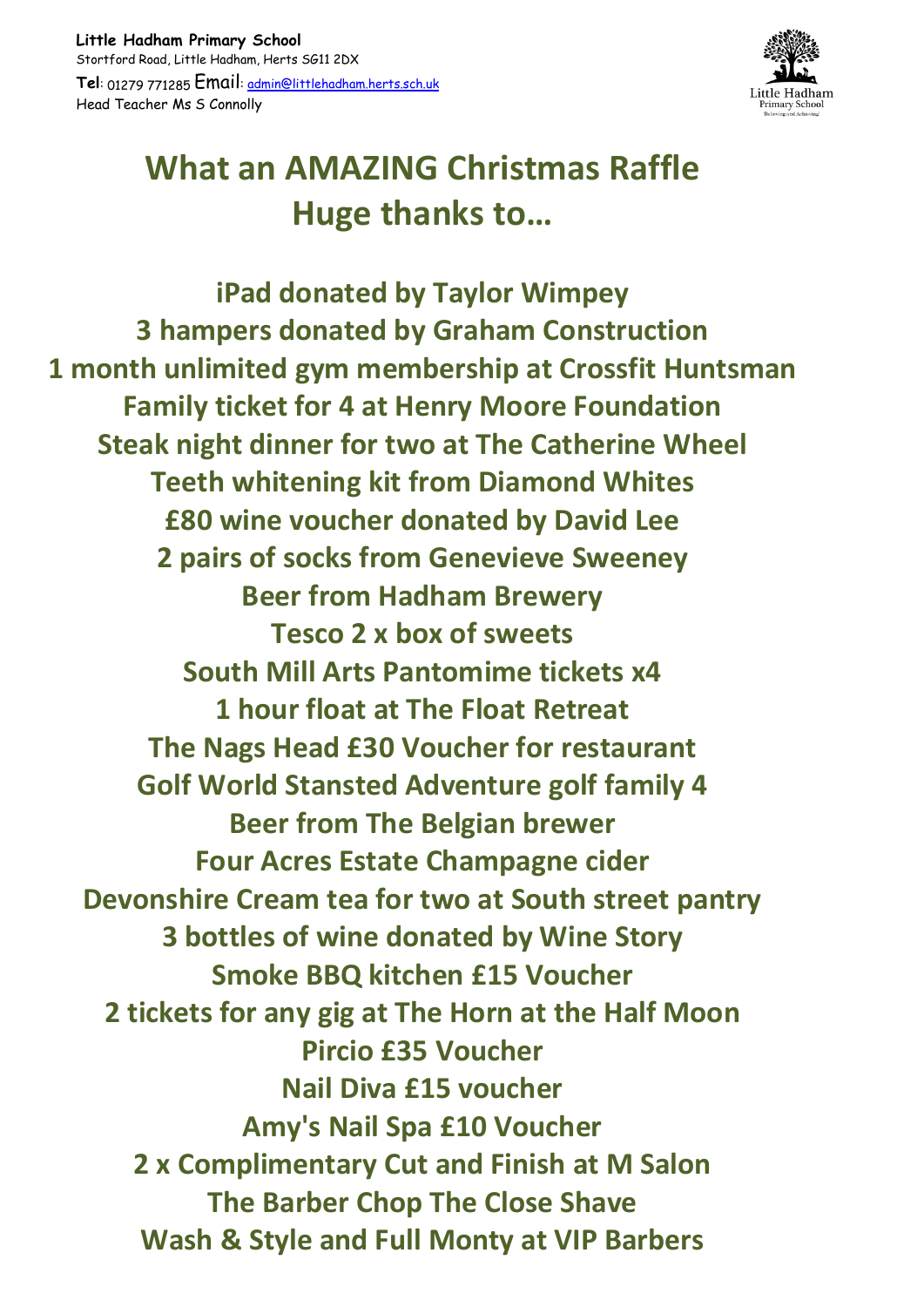**Little Hadham Primary School**
Stortford Road, Little Hadham, Herts SG11 2DX
**Tel**: 01279 771285 Email: admin@littlehadham.herts.sch.uk
Head Teacher Ms S Connolly

# What an AMAZING Christmas Raffle
# Huge thanks to…

**iPad donated by Taylor Wimpey**
**3 hampers donated by Graham Construction**
**1 month unlimited gym membership at Crossfit Huntsman**
**Family ticket for 4 at Henry Moore Foundation**
**Steak night dinner for two at The Catherine Wheel**
**Teeth whitening kit from Diamond Whites**
**£80 wine voucher donated by David Lee**
**2 pairs of socks from Genevieve Sweeney**
**Beer from Hadham Brewery**
**Tesco 2 x box of sweets**
**South Mill Arts Pantomime tickets x4**
**1 hour float at The Float Retreat**
**The Nags Head £30 Voucher for restaurant**
**Golf World Stansted Adventure golf family 4**
**Beer from The Belgian brewer**
**Four Acres Estate Champagne cider**
**Devonshire Cream tea for two at South street pantry**
**3 bottles of wine donated by Wine Story**
**Smoke BBQ kitchen £15 Voucher**
**2 tickets for any gig at The Horn at the Half Moon**
**Pircio £35 Voucher**
**Nail Diva £15 voucher**
**Amy's Nail Spa £10 Voucher**
**2 x Complimentary Cut and Finish at M Salon**
**The Barber Chop The Close Shave**
**Wash & Style and Full Monty at VIP Barbers**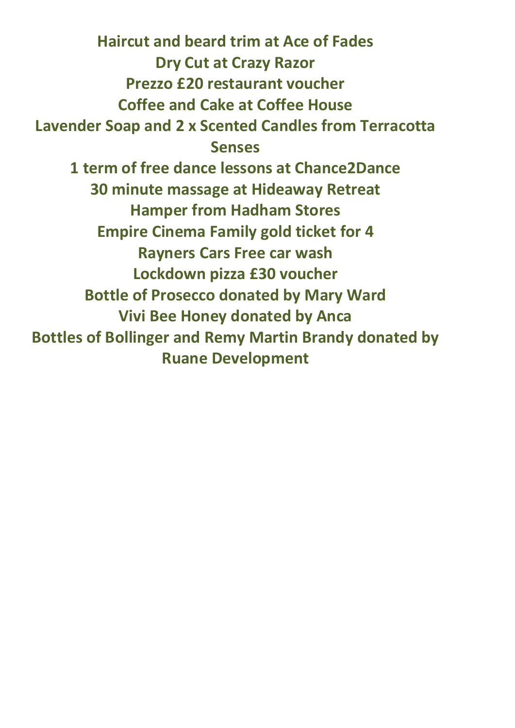**Haircut and beard trim at Ace of Fades**

**Dry Cut at Crazy Razor**

**Prezzo £20 restaurant voucher**

**Coffee and Cake at Coffee House**

**Lavender Soap and 2 x Scented Candles from Terracotta Senses**

**1 term of free dance lessons at Chance2Dance**

**30 minute massage at Hideaway Retreat**

**Hamper from Hadham Stores**

**Empire Cinema Family gold ticket for 4**

**Rayners Cars Free car wash**

**Lockdown pizza £30 voucher**

**Bottle of Prosecco donated by Mary Ward**

**Vivi Bee Honey donated by Anca**

**Bottles of Bollinger and Remy Martin Brandy donated by Ruane Development**